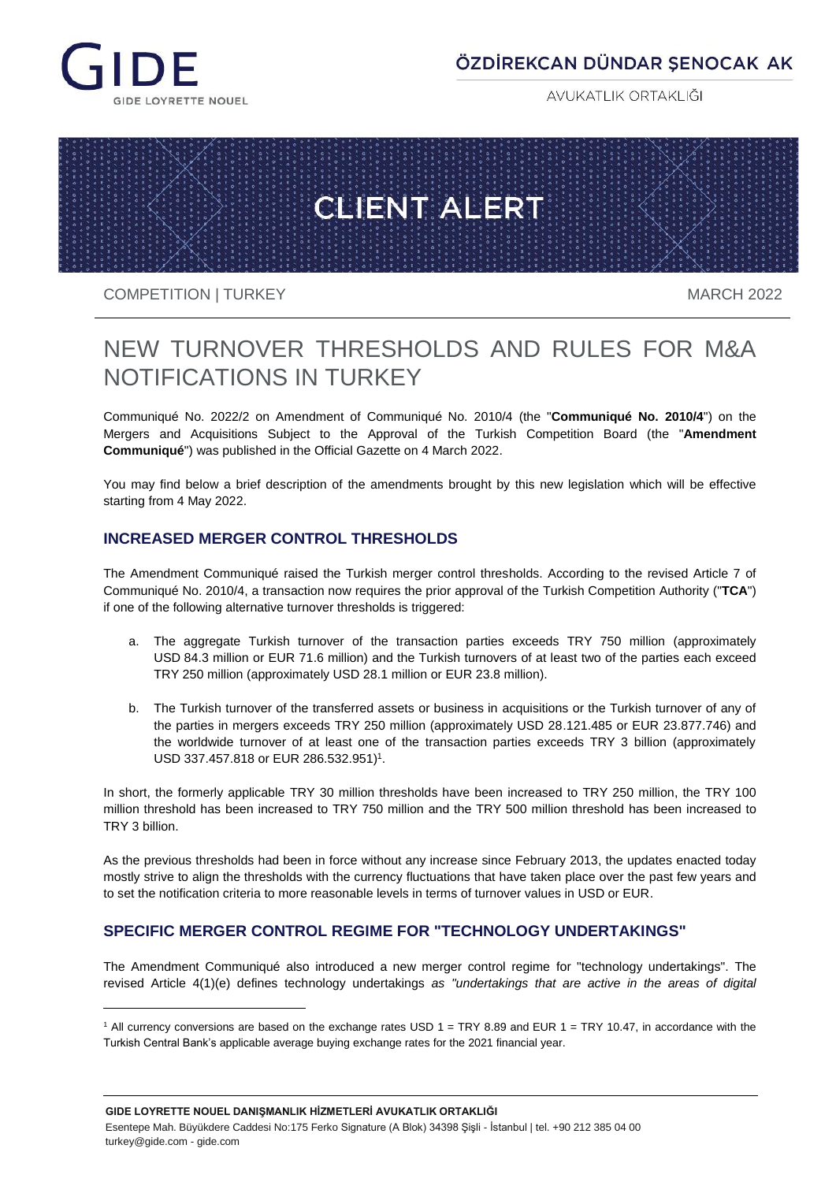GIDE
GIDE LOYRETTE NOUEL

ÖZDİREKCAN DÜNDAR ŞENOCAK AK
AVUKATLIK ORTAKLIĞI

# CLIENT ALERT

COMPETITION | TURKEY

MARCH 2022

# NEW TURNOVER THRESHOLDS AND RULES FOR M&A NOTIFICATIONS IN TURKEY

Communiqué No. 2022/2 on Amendment of Communiqué No. 2010/4 (the "**Communiqué No. 2010/4**") on the Mergers and Acquisitions Subject to the Approval of the Turkish Competition Board (the "**Amendment Communiqué**") was published in the Official Gazette on 4 March 2022.

You may find below a brief description of the amendments brought by this new legislation which will be effective starting from 4 May 2022.

## INCREASED MERGER CONTROL THRESHOLDS

The Amendment Communiqué raised the Turkish merger control thresholds. According to the revised Article 7 of Communiqué No. 2010/4, a transaction now requires the prior approval of the Turkish Competition Authority ("**TCA**") if one of the following alternative turnover thresholds is triggered:

a. The aggregate Turkish turnover of the transaction parties exceeds TRY 750 million (approximately USD 84.3 million or EUR 71.6 million) and the Turkish turnovers of at least two of the parties each exceed TRY 250 million (approximately USD 28.1 million or EUR 23.8 million).

b. The Turkish turnover of the transferred assets or business in acquisitions or the Turkish turnover of any of the parties in mergers exceeds TRY 250 million (approximately USD 28.121.485 or EUR 23.877.746) and the worldwide turnover of at least one of the transaction parties exceeds TRY 3 billion (approximately USD 337.457.818 or EUR 286.532.951)[1].

In short, the formerly applicable TRY 30 million thresholds have been increased to TRY 250 million, the TRY 100 million threshold has been increased to TRY 750 million and the TRY 500 million threshold has been increased to TRY 3 billion.

As the previous thresholds had been in force without any increase since February 2013, the updates enacted today mostly strive to align the thresholds with the currency fluctuations that have taken place over the past few years and to set the notification criteria to more reasonable levels in terms of turnover values in USD or EUR.

## SPECIFIC MERGER CONTROL REGIME FOR "TECHNOLOGY UNDERTAKINGS"

The Amendment Communiqué also introduced a new merger control regime for "technology undertakings". The revised Article 4(1)(e) defines technology undertakings *as "undertakings that are active in the areas of digital*

[1] All currency conversions are based on the exchange rates USD 1 = TRY 8.89 and EUR 1 = TRY 10.47, in accordance with the Turkish Central Bank's applicable average buying exchange rates for the 2021 financial year.

**GIDE LOYRETTE NOUEL DANIŞMANLIK HİZMETLERİ AVUKATLIK ORTAKLIĞI**
Esentepe Mah. Büyükdere Caddesi No:175 Ferko Signature (A Blok) 34398 Şişli - İstanbul | tel. +90 212 385 04 00
turkey@gide.com - gide.com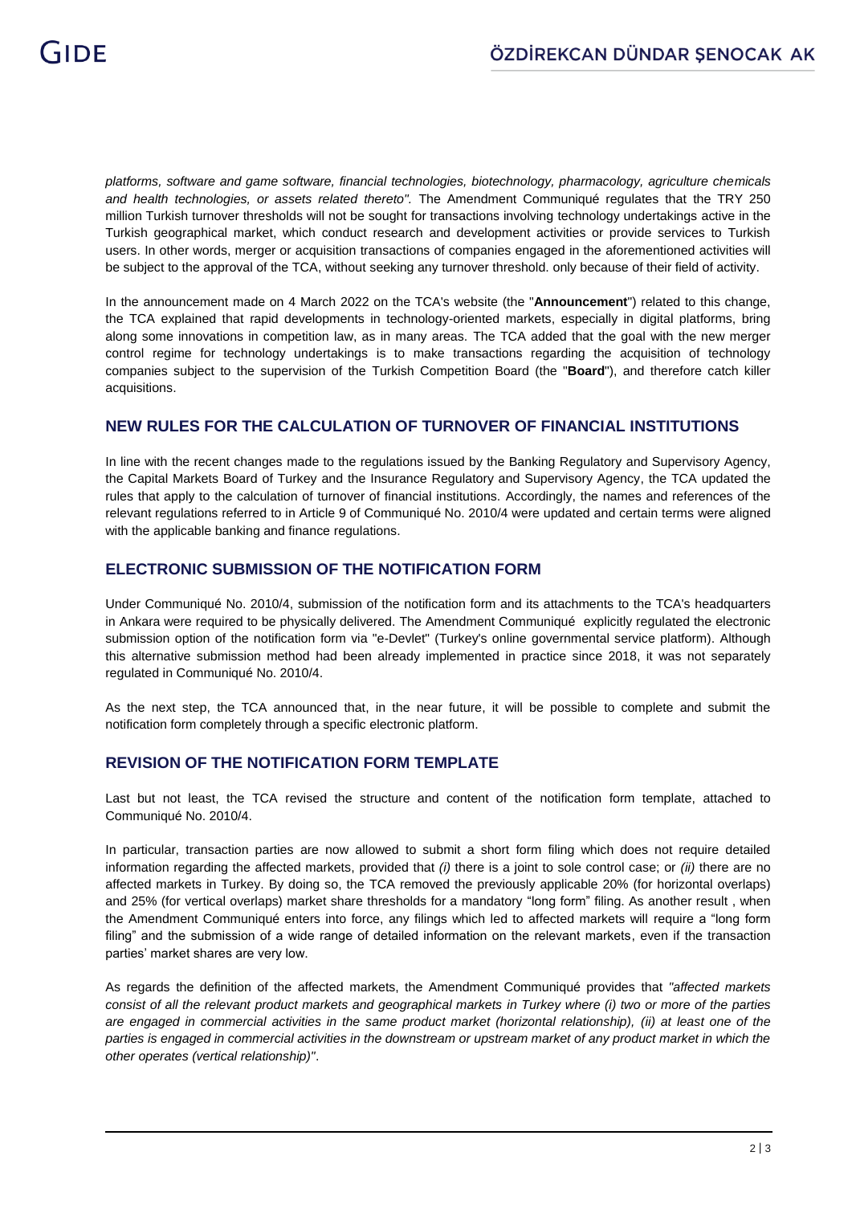*platforms, software and game software, financial technologies, biotechnology, pharmacology, agriculture chemicals and health technologies, or assets related thereto".* The Amendment Communiqué regulates that the TRY 250 million Turkish turnover thresholds will not be sought for transactions involving technology undertakings active in the Turkish geographical market, which conduct research and development activities or provide services to Turkish users. In other words, merger or acquisition transactions of companies engaged in the aforementioned activities will be subject to the approval of the TCA, without seeking any turnover threshold. only because of their field of activity.

In the announcement made on 4 March 2022 on the TCA's website (the "**Announcement**") related to this change, the TCA explained that rapid developments in technology-oriented markets, especially in digital platforms, bring along some innovations in competition law, as in many areas. The TCA added that the goal with the new merger control regime for technology undertakings is to make transactions regarding the acquisition of technology companies subject to the supervision of the Turkish Competition Board (the "**Board**"), and therefore catch killer acquisitions.

## NEW RULES FOR THE CALCULATION OF TURNOVER OF FINANCIAL INSTITUTIONS

In line with the recent changes made to the regulations issued by the Banking Regulatory and Supervisory Agency, the Capital Markets Board of Turkey and the Insurance Regulatory and Supervisory Agency, the TCA updated the rules that apply to the calculation of turnover of financial institutions. Accordingly, the names and references of the relevant regulations referred to in Article 9 of Communiqué No. 2010/4 were updated and certain terms were aligned with the applicable banking and finance regulations.

## ELECTRONIC SUBMISSION OF THE NOTIFICATION FORM

Under Communiqué No. 2010/4, submission of the notification form and its attachments to the TCA's headquarters in Ankara were required to be physically delivered. The Amendment Communiqué explicitly regulated the electronic submission option of the notification form via "e-Devlet" (Turkey's online governmental service platform). Although this alternative submission method had been already implemented in practice since 2018, it was not separately regulated in Communiqué No. 2010/4.

As the next step, the TCA announced that, in the near future, it will be possible to complete and submit the notification form completely through a specific electronic platform.

## REVISION OF THE NOTIFICATION FORM TEMPLATE

Last but not least, the TCA revised the structure and content of the notification form template, attached to Communiqué No. 2010/4.

In particular, transaction parties are now allowed to submit a short form filing which does not require detailed information regarding the affected markets, provided that *(i)* there is a joint to sole control case; or *(ii)* there are no affected markets in Turkey. By doing so, the TCA removed the previously applicable 20% (for horizontal overlaps) and 25% (for vertical overlaps) market share thresholds for a mandatory "long form" filing. As another result , when the Amendment Communiqué enters into force, any filings which led to affected markets will require a "long form filing" and the submission of a wide range of detailed information on the relevant markets, even if the transaction parties' market shares are very low.

As regards the definition of the affected markets, the Amendment Communiqué provides that *"affected markets consist of all the relevant product markets and geographical markets in Turkey where (i) two or more of the parties are engaged in commercial activities in the same product market (horizontal relationship), (ii) at least one of the parties is engaged in commercial activities in the downstream or upstream market of any product market in which the other operates (vertical relationship)"*.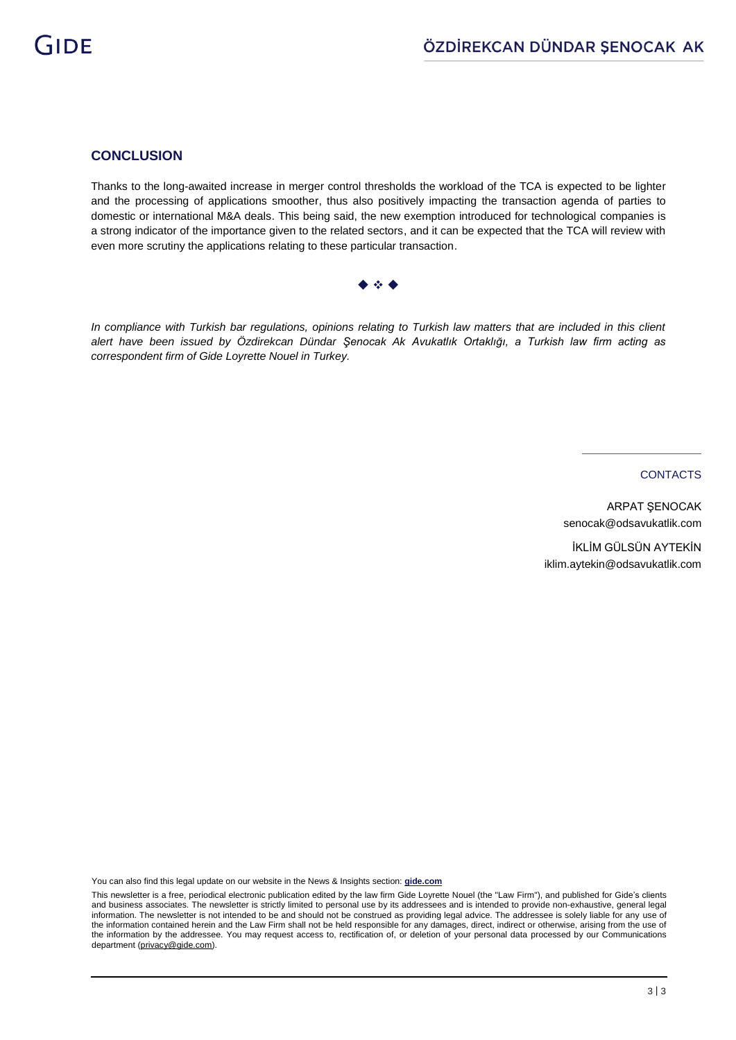## CONCLUSION

Thanks to the long-awaited increase in merger control thresholds the workload of the TCA is expected to be lighter and the processing of applications smoother, thus also positively impacting the transaction agenda of parties to domestic or international M&A deals. This being said, the new exemption introduced for technological companies is a strong indicator of the importance given to the related sectors, and it can be expected that the TCA will review with even more scrutiny the applications relating to these particular transaction.

◆ ❖ ◆

*In compliance with Turkish bar regulations, opinions relating to Turkish law matters that are included in this client alert have been issued by Özdirekcan Dündar Şenocak Ak Avukatlık Ortaklığı, a Turkish law firm acting as correspondent firm of Gide Loyrette Nouel in Turkey.*

CONTACTS

ARPAT ŞENOCAK
senocak@odsavukatlik.com

İKLİM GÜLSÜN AYTEKİN
iklim.aytekin@odsavukatlik.com

You can also find this legal update on our website in the News & Insights section: **gide.com**

This newsletter is a free, periodical electronic publication edited by the law firm Gide Loyrette Nouel (the "Law Firm"), and published for Gide's clients and business associates. The newsletter is strictly limited to personal use by its addressees and is intended to provide non-exhaustive, general legal information. The newsletter is not intended to be and should not be construed as providing legal advice. The addressee is solely liable for any use of the information contained herein and the Law Firm shall not be held responsible for any damages, direct, indirect or otherwise, arising from the use of the information by the addressee. You may request access to, rectification of, or deletion of your personal data processed by our Communications department (privacy@gide.com).